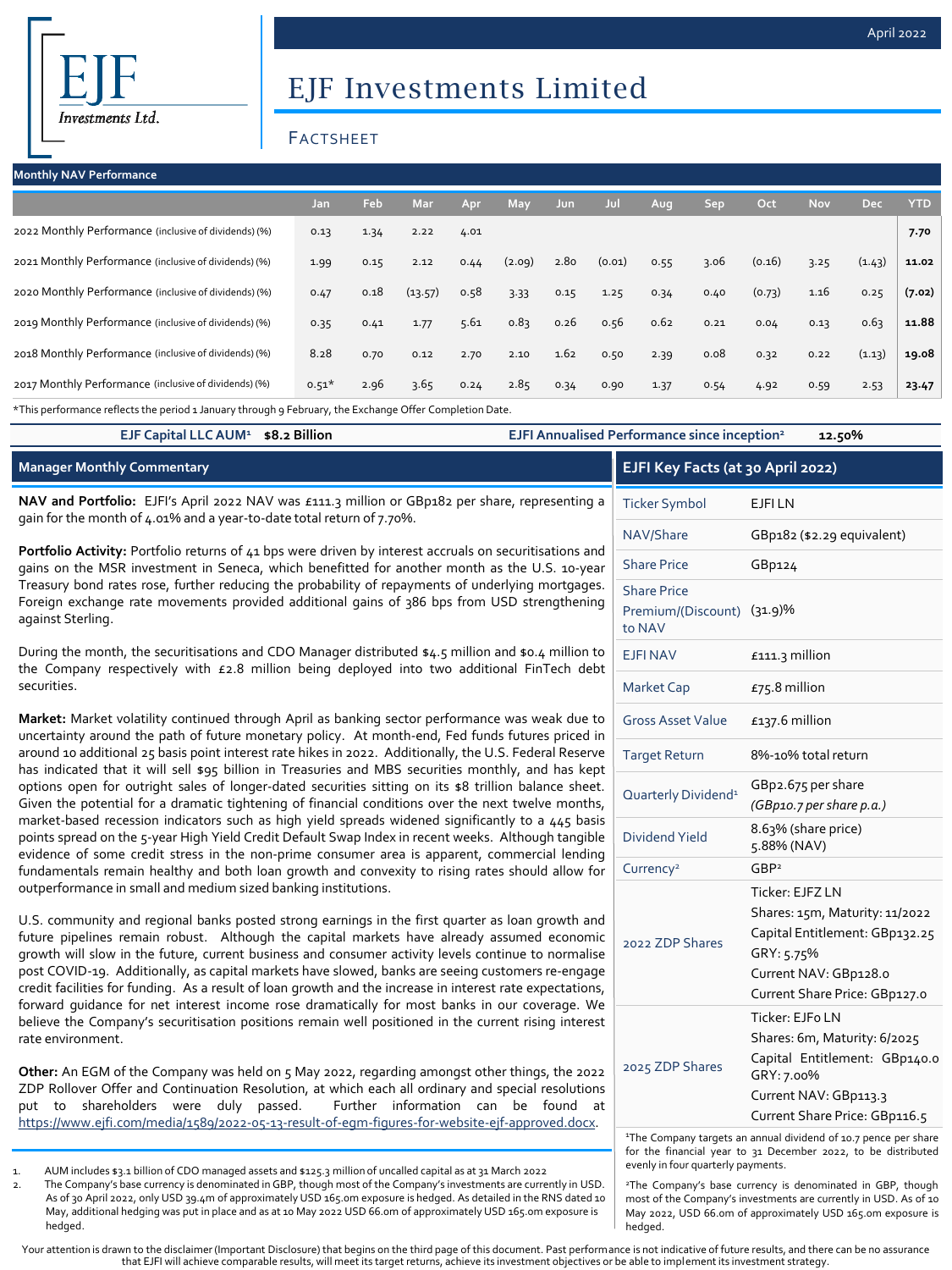# EJF Investments Limited

## FACTSHEET

April 2022

### Monthly NAV Performance

| | Jan | Feb | Mar | Apr | May | Jun | Jul | Aug | Sep | Oct | Nov | Dec | YTD |
|---|---|---|---|---|---|---|---|---|---|---|---|---|---|
| 2022 Monthly Performance (inclusive of dividends) (%) | 0.13 | 1.34 | 2.22 | 4.01 | | | | | | | | | **7.70** |
| 2021 Monthly Performance (inclusive of dividends) (%) | 1.99 | 0.15 | 2.12 | 0.44 | (2.09) | 2.80 | (0.01) | 0.55 | 3.06 | (0.16) | 3.25 | (1.43) | **11.02** |
| 2020 Monthly Performance (inclusive of dividends) (%) | 0.47 | 0.18 | (13.57) | 0.58 | 3.33 | 0.15 | 1.25 | 0.34 | 0.40 | (0.73) | 1.16 | 0.25 | **(7.02)** |
| 2019 Monthly Performance (inclusive of dividends) (%) | 0.35 | 0.41 | 1.77 | 5.61 | 0.83 | 0.26 | 0.56 | 0.62 | 0.21 | 0.04 | 0.13 | 0.63 | **11.88** |
| 2018 Monthly Performance (inclusive of dividends) (%) | 8.28 | 0.70 | 0.12 | 2.70 | 2.10 | 1.62 | 0.50 | 2.39 | 0.08 | 0.32 | 0.22 | (1.13) | **19.08** |
| 2017 Monthly Performance (inclusive of dividends) (%) | 0.51* | 2.96 | 3.65 | 0.24 | 2.85 | 0.34 | 0.90 | 1.37 | 0.54 | 4.92 | 0.59 | 2.53 | **23.47** |

*This performance reflects the period 1 January through 9 February, the Exchange Offer Completion Date.

**EJF Capital LLC AUM[1] $8.2 Billion** | **EJFI Annualised Performance since inception[2] 12.50%**

### Manager Monthly Commentary

**NAV and Portfolio:** EJFI's April 2022 NAV was £111.3 million or GBp182 per share, representing a gain for the month of 4.01% and a year-to-date total return of 7.70%.

**Portfolio Activity:** Portfolio returns of 41 bps were driven by interest accruals on securitisations and gains on the MSR investment in Seneca, which benefitted for another month as the U.S. 10-year Treasury bond rates rose, further reducing the probability of repayments of underlying mortgages. Foreign exchange rate movements provided additional gains of 386 bps from USD strengthening against Sterling.

During the month, the securitisations and CDO Manager distributed $4.5 million and $0.4 million to the Company respectively with £2.8 million being deployed into two additional FinTech debt securities.

**Market:** Market volatility continued through April as banking sector performance was weak due to uncertainty around the path of future monetary policy. At month-end, Fed funds futures priced in around 10 additional 25 basis point interest rate hikes in 2022. Additionally, the U.S. Federal Reserve has indicated that it will sell $95 billion in Treasuries and MBS securities monthly, and has kept options open for outright sales of longer-dated securities sitting on its $8 trillion balance sheet. Given the potential for a dramatic tightening of financial conditions over the next twelve months, market-based recession indicators such as high yield spreads widened significantly to a 445 basis points spread on the 5-year High Yield Credit Default Swap Index in recent weeks. Although tangible evidence of some credit stress in the non-prime consumer area is apparent, commercial lending fundamentals remain healthy and both loan growth and convexity to rising rates should allow for outperformance in small and medium sized banking institutions.

U.S. community and regional banks posted strong earnings in the first quarter as loan growth and future pipelines remain robust. Although the capital markets have already assumed economic growth will slow in the future, current business and consumer activity levels continue to normalise post COVID-19. Additionally, as capital markets have slowed, banks are seeing customers re-engage credit facilities for funding. As a result of loan growth and the increase in interest rate expectations, forward guidance for net interest income rose dramatically for most banks in our coverage. We believe the Company's securitisation positions remain well positioned in the current rising interest rate environment.

**Other:** An EGM of the Company was held on 5 May 2022, regarding amongst other things, the 2022 ZDP Rollover Offer and Continuation Resolution, at which each all ordinary and special resolutions put to shareholders were duly passed. Further information can be found at https://www.ejfi.com/media/1589/2022-05-13-result-of-egm-figures-for-website-ejf-approved.docx.

1. AUM includes $3.1 billion of CDO managed assets and $125.3 million of uncalled capital as at 31 March 2022
2. The Company's base currency is denominated in GBP, though most of the Company's investments are currently in USD. As of 30 April 2022, only USD 39.4m of approximately USD 165.0m exposure is hedged. As detailed in the RNS dated 10 May, additional hedging was put in place and as at 10 May 2022 USD 66.0m of approximately USD 165.0m exposure is hedged.

### EJFI Key Facts (at 30 April 2022)

| | |
|---|---|
| Ticker Symbol | EJFI LN |
| NAV/Share | GBp182 ($2.29 equivalent) |
| Share Price | GBp124 |
| Share Price Premium/(Discount) to NAV | (31.9)% |
| EJFI NAV | £111.3 million |
| Market Cap | £75.8 million |
| Gross Asset Value | £137.6 million |
| Target Return | 8%-10% total return |
| Quarterly Dividend[1] | GBp2.675 per share *(GBp10.7 per share p.a.)* |
| Dividend Yield | 8.63% (share price) 5.88% (NAV) |
| Currency[2] | GBP[2] |
| 2022 ZDP Shares | Ticker: EJFZ LN<br>Shares: 15m, Maturity: 11/2022<br>Capital Entitlement: GBp132.25<br>GRY: 5.75%<br>Current NAV: GBp128.0<br>Current Share Price: GBp127.0 |
| 2025 ZDP Shares | Ticker: EJF0 LN<br>Shares: 6m, Maturity: 6/2025<br>Capital Entitlement: GBp140.0<br>GRY: 7.00%<br>Current NAV: GBp113.3<br>Current Share Price: GBp116.5 |

[1]The Company targets an annual dividend of 10.7 pence per share for the financial year to 31 December 2022, to be distributed evenly in four quarterly payments.

[2]The Company's base currency is denominated in GBP, though most of the Company's investments are currently in USD. As of 10 May 2022, USD 66.0m of approximately USD 165.0m exposure is hedged.

Your attention is drawn to the disclaimer (Important Disclosure) that begins on the third page of this document. Past performance is not indicative of future results, and there can be no assurance that EJFI will achieve comparable results, will meet its target returns, achieve its investment objectives or be able to implement its investment strategy.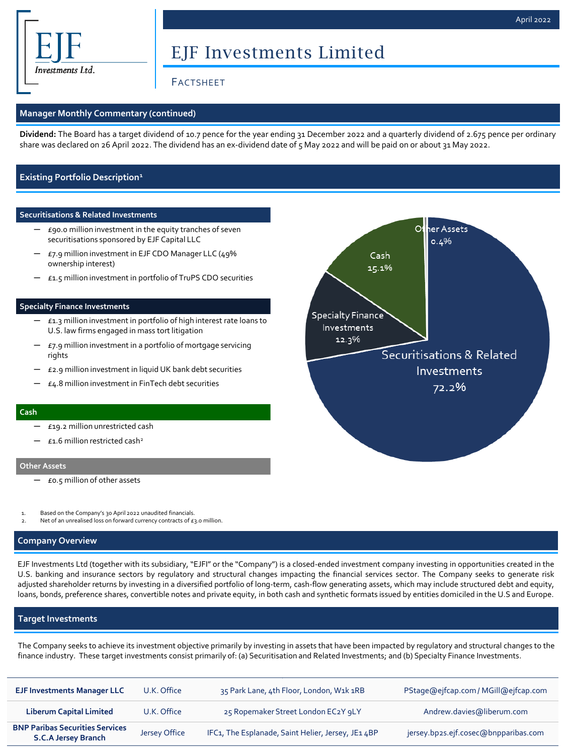# EJF Investments Limited

Factsheet

## Manager Monthly Commentary (continued)

**Dividend:** The Board has a target dividend of 10.7 pence for the year ending 31 December 2022 and a quarterly dividend of 2.675 pence per ordinary share was declared on 26 April 2022. The dividend has an ex-dividend date of 5 May 2022 and will be paid on or about 31 May 2022.

## Existing Portfolio Description[1]

### Securitisations & Related Investments

- £90.0 million investment in the equity tranches of seven securitisations sponsored by EJF Capital LLC
- £7.9 million investment in EJF CDO Manager LLC (49% ownership interest)
- £1.5 million investment in portfolio of TruPS CDO securities

### Specialty Finance Investments

- £1.3 million investment in portfolio of high interest rate loans to U.S. law firms engaged in mass tort litigation
- £7.9 million investment in a portfolio of mortgage servicing rights
- £2.9 million investment in liquid UK bank debt securities
- £4.8 million investment in FinTech debt securities

### Cash

- £19.2 million unrestricted cash
- £1.6 million restricted cash[2]

### Other Assets

- £0.5 million of other assets

| Category | % |
|---|---|
| Securitisations & Related Investments | 72.2% |
| Specialty Finance Investments | 12.3% |
| Cash | 15.1% |
| Other Assets | 0.4% |

1. Based on the Company's 30 April 2022 unaudited financials.
2. Net of an unrealised loss on forward currency contracts of £3.0 million.

## Company Overview

EJF Investments Ltd (together with its subsidiary, "EJFI" or the "Company") is a closed-ended investment company investing in opportunities created in the U.S. banking and insurance sectors by regulatory and structural changes impacting the financial services sector. The Company seeks to generate risk adjusted shareholder returns by investing in a diversified portfolio of long-term, cash-flow generating assets, which may include structured debt and equity, loans, bonds, preference shares, convertible notes and private equity, in both cash and synthetic formats issued by entities domiciled in the U.S and Europe.

## Target Investments

The Company seeks to achieve its investment objective primarily by investing in assets that have been impacted by regulatory and structural changes to the finance industry. These target investments consist primarily of: (a) Securitisation and Related Investments; and (b) Specialty Finance Investments.

| | | | |
|---|---|---|---|
| **EJF Investments Manager LLC** | U.K. Office | 35 Park Lane, 4th Floor, London, W1k 1RB | PStage@ejfcap.com / MGill@ejfcap.com |
| **Liberum Capital Limited** | U.K. Office | 25 Ropemaker Street London EC2Y 9LY | Andrew.davies@liberum.com |
| **BNP Paribas Securities Services S.C.A Jersey Branch** | Jersey Office | IFC1, The Esplanade, Saint Helier, Jersey, JE1 4BP | jersey.bp2s.ejf.cosec@bnpparibas.com |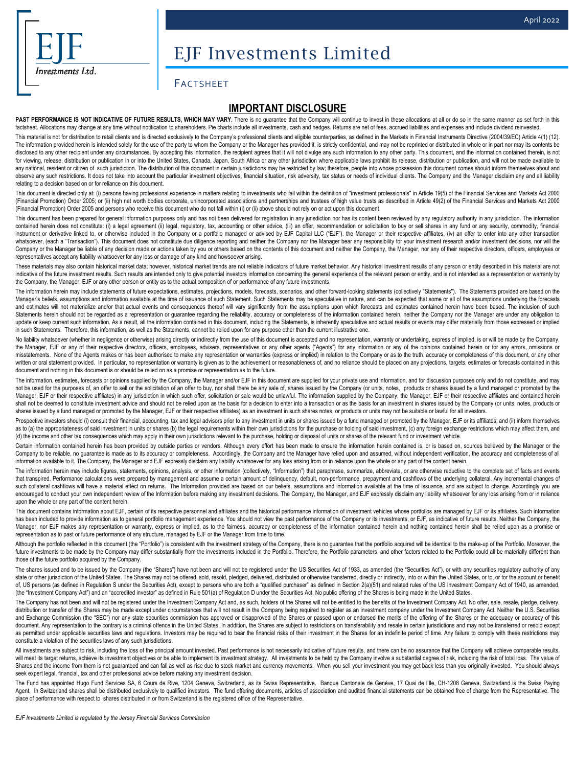# EJF Investments Limited

FACTSHEET

April 2022

## IMPORTANT DISCLOSURE

**PAST PERFORMANCE IS NOT INDICATIVE OF FUTURE RESULTS, WHICH MAY VARY**. There is no guarantee that the Company will continue to invest in these allocations at all or do so in the same manner as set forth in this factsheet. Allocations may change at any time without notification to shareholders. Pie charts include all investments, cash and hedges. Returns are net of fees, accrued liabilities and expenses and include dividend reinvested.

This material is not for distribution to retail clients and is directed exclusively to the Company's professional clients and eligible counterparties, as defined in the Markets in Financial Instruments Directive (2004/39/EC) Article 4(1) (12). The information provided herein is intended solely for the use of the party to whom the Company or the Manager has provided it, is strictly confidential, and may not be reprinted or distributed in whole or in part nor may its contents be disclosed to any other recipient under any circumstances. By accepting this information, the recipient agrees that it will not divulge any such information to any other party. This document, and the information contained therein, is not for viewing, release, distribution or publication in or into the United States, Canada, Japan, South Africa or any other jurisdiction where applicable laws prohibit its release, distribution or publication, and will not be made available to any national, resident or citizen of such jurisdiction. The distribution of this document in certain jurisdictions may be restricted by law; therefore, people into whose possession this document comes should inform themselves about and observe any such restrictions. It does not take into account the particular investment objectives, financial situation, risk adversity, tax status or needs of individual clients. The Company and the Manager disclaim any and all liability relating to a decision based on or for reliance on this document.

This document is directed only at: (i) persons having professional experience in matters relating to investments who fall within the definition of "investment professionals" in Article 19(5) of the Financial Services and Markets Act 2000 (Financial Promotion) Order 2005; or (ii) high net worth bodies corporate, unincorporated associations and partnerships and trustees of high value trusts as described in Article 49(2) of the Financial Services and Markets Act 2000 (Financial Promotion) Order 2005 and persons who receive this document who do not fall within (i) or (ii) above should not rely on or act upon this document.

This document has been prepared for general information purposes only and has not been delivered for registration in any jurisdiction nor has its content been reviewed by any regulatory authority in any jurisdiction. The information contained herein does not constitute: (i) a legal agreement (ii) legal, regulatory, tax, accounting or other advice, (iii) an offer, recommendation or solicitation to buy or sell shares in any fund or any security, commodity, financial instrument or derivative linked to, or otherwise included in the Company or a portfolio managed or advised by EJF Capital LLC ("EJF"), the Manager or their respective affiliates, (iv) an offer to enter into any other transaction whatsoever, (each a "Transaction"). This document does not constitute due diligence reporting and neither the Company nor the Manager bear any responsibility for your investment research and/or investment decisions, nor will the Company or the Manager be liable of any decision made or actions taken by you or others based on the contents of this document and neither the Company, the Manager, nor any of their respective directors, officers, employees or representatives accept any liability whatsoever for any loss or damage of any kind and howsoever arising.

These materials may also contain historical market data; however, historical market trends are not reliable indicators of future market behavior. Any historical investment results of any person or entity described in this material are not indicative of the future investment results. Such results are intended only to give potential investors information concerning the general experience of the relevant person or entity, and is not intended as a representation or warranty by the Company, the Manager, EJF or any other person or entity as to the actual composition of or performance of any future investments.

The information herein may include statements of future expectations, estimates, projections, models, forecasts, scenarios, and other forward-looking statements (collectively "Statements"). The Statements provided are based on the Manager's beliefs, assumptions and information available at the time of issuance of such Statement. Such Statements may be speculative in nature, and can be expected that some or all of the assumptions underlying the forecasts and estimates will not materialize and/or that actual events and consequences thereof will vary significantly from the assumptions upon which forecasts and estimates contained herein have been based. The inclusion of such Statements herein should not be regarded as a representation or guarantee regarding the reliability, accuracy or completeness of the information contained herein, neither the Company nor the Manager are under any obligation to update or keep current such information. As a result, all the information contained in this document, including the Statements, is inherently speculative and actual results or events may differ materially from those expressed or implied in such Statements. Therefore, this information, as well as the Statements, cannot be relied upon for any purpose other than the current illustrative one.

No liability whatsoever (whether in negligence or otherwise) arising directly or indirectly from the use of this document is accepted and no representation, warranty or undertaking, express of implied, is or will be made by the Company, the Manager, EJF or any of their respective directors, officers, employees, advisers, representatives or any other agents ("Agents") for any information or any of the opinions contained herein or for any errors, omissions or misstatements. None of the Agents makes or has been authorised to make any representation or warranties (express or implied) in relation to the Company or as to the truth, accuracy or completeness of this document, or any other written or oral statement provided. In particular, no representation or warranty is given as to the achievement or reasonableness of, and no reliance should be placed on any projections, targets, estimates or forecasts contained in this document and nothing in this document is or should be relied on as a promise or representation as to the future.

The information, estimates, forecasts or opinions supplied by the Company, the Manager and/or EJF in this document are supplied for your private use and information, and for discussion purposes only and do not constitute, and may not be used for the purposes of, an offer to sell or the solicitation of an offer to buy, nor shall there be any sale of, shares issued by the Company (or units, notes, products or shares issued by a fund managed or promoted by the Manager, EJF or their respective affiliates) in any jurisdiction in which such offer, solicitation or sale would be unlawful. The information supplied by the Company, the Manager, EJF or their respective affiliates and contained herein shall not be deemed to constitute investment advice and should not be relied upon as the basis for a decision to enter into a transaction or as the basis for an investment in shares issued by the Company (or units, notes, products or shares issued by a fund managed or promoted by the Manager, EJF or their respective affiliates) as an investment in such shares notes, or products or units may not be suitable or lawful for all investors.

Prospective investors should (i) consult their financial, accounting, tax and legal advisors prior to any investment in units or shares issued by a fund managed or promoted by the Manager, EJF or its affiliates; and (ii) inform themselves as to (a) the appropriateness of said investment in units or shares (b) the legal requirements within their own jurisdictions for the purchase or holding of said investment, (c) any foreign exchange restrictions which may affect them, and (d) the income and other tax consequences which may apply in their own jurisdictions relevant to the purchase, holding or disposal of units or shares of the relevant fund or investment vehicle.

Certain information contained herein has been provided by outside parties or vendors. Although every effort has been made to ensure the information herein contained is, or is based on, sources believed by the Manager or the Company to be reliable, no guarantee is made as to its accuracy or completeness. Accordingly, the Company and the Manager have relied upon and assumed, without independent verification, the accuracy and completeness of all information available to it. The Company, the Manager and EJF expressly disclaim any liability whatsoever for any loss arising from or in reliance upon the whole or any part of the content herein.

The information herein may include figures, statements, opinions, analysis, or other information (collectively, "Information") that paraphrase, summarize, abbreviate, or are otherwise reductive to the complete set of facts and events that transpired. Performance calculations were prepared by management and assume a certain amount of delinquency, default, non-performance, prepayment and cashflows of the underlying collateral. Any incremental changes of such collateral cashflows will have a material effect on returns. The Information provided are based on our beliefs, assumptions and information available at the time of issuance, and are subject to change. Accordingly you are encouraged to conduct your own independent review of the Information before making any investment decisions. The Company, the Manager, and EJF expressly disclaim any liability whatsoever for any loss arising from or in reliance upon the whole or any part of the content herein.

This document contains information about EJF, certain of its respective personnel and affiliates and the historical performance information of investment vehicles whose portfolios are managed by EJF or its affiliates. Such information has been included to provide information as to general portfolio management experience. You should not view the past performance of the Company or its investments, or EJF, as indicative of future results. Neither the Company, the Manager, nor EJF makes any representation or warranty, express or implied, as to the fairness, accuracy or completeness of the information contained herein and nothing contained herein shall be relied upon as a promise or representation as to past or future performance of any structure, managed by EJF or the Manager from time to time.

Although the portfolio reflected in this document (the "Portfolio") is consistent with the investment strategy of the Company, there is no guarantee that the portfolio acquired will be identical to the make-up of the Portfolio. Moreover, the future investments to be made by the Company may differ substantially from the investments included in the Portfolio. Therefore, the Portfolio parameters, and other factors related to the Portfolio could all be materially different than those of the future portfolio acquired by the Company.

The shares issued and to be issued by the Company (the "Shares") have not been and will not be registered under the US Securities Act of 1933, as amended (the "Securities Act"), or with any securities regulatory authority of any state or other jurisdiction of the United States. The Shares may not be offered, sold, resold, pledged, delivered, distributed or otherwise transferred, directly or indirectly, into or within the United States, or to, or for the account or benefit of, US persons (as defined in Regulation S under the Securities Act), except to persons who are both a "qualified purchaser" as defined in Section 2(a)(51) and related rules of the US Investment Company Act of 1940, as amended, (the "Investment Company Act") and an "accredited investor" as defined in Rule 501(a) of Regulation D under the Securities Act. No public offering of the Shares is being made in the United States.

The Company has not been and will not be registered under the Investment Company Act and, as such, holders of the Shares will not be entitled to the benefits of the Investment Company Act. No offer, sale, resale, pledge, delivery, distribution or transfer of the Shares may be made except under circumstances that will not result in the Company being required to register as an investment company under the Investment Company Act. Neither the U.S. Securities and Exchange Commission (the "SEC") nor any state securities commission has approved or disapproved of the Shares or passed upon or endorsed the merits of the offering of the Shares or the adequacy or accuracy of this document. Any representation to the contrary is a criminal offence in the United States. In addition, the Shares are subject to restrictions on transferability and resale in certain jurisdictions and may not be transferred or resold except as permitted under applicable securities laws and regulations. Investors may be required to bear the financial risks of their investment in the Shares for an indefinite period of time. Any failure to comply with these restrictions may constitute a violation of the securities laws of any such jurisdictions.

All investments are subject to risk, including the loss of the principal amount invested. Past performance is not necessarily indicative of future results, and there can be no assurance that the Company will achieve comparable results, will meet its target returns, achieve its investment objectives or be able to implement its investment strategy. All investments to be held by the Company involve a substantial degree of risk, including the risk of total loss. The value of Shares and the income from them is not guaranteed and can fall as well as rise due to stock market and currency movements. When you sell your investment you may get back less than you originally invested. You should always seek expert legal, financial, tax and other professional advice before making any investment decision.

The Fund has appointed Hugo Fund Services SA, 6 Cours de Rive, 1204 Geneva, Switzerland, as its Swiss Representative. Banque Cantonale de Genève, 17 Quai de l'Ile, CH-1208 Geneva, Switzerland is the Swiss Paying Agent. In Switzerland shares shall be distributed exclusively to qualified investors. The fund offering documents, articles of association and audited financial statements can be obtained free of charge from the Representative. The place of performance with respect to shares distributed in or from Switzerland is the registered office of the Representative.

*EJF Investments Limited is regulated by the Jersey Financial Services Commission*